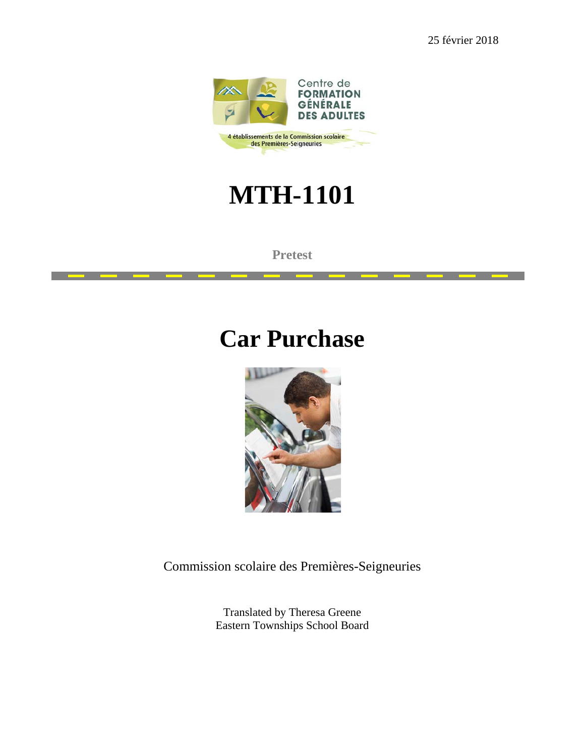25 février 2018

Centre de FORMATION GÉNÉRALE DES ADULTES

4 établissements de la Commission scolaire des Premières-Seigneuries

# MTH-1101

**Pretest**

# Car Purchase

Commission scolaire des Premières-Seigneuries

Translated by Theresa Greene
Eastern Townships School Board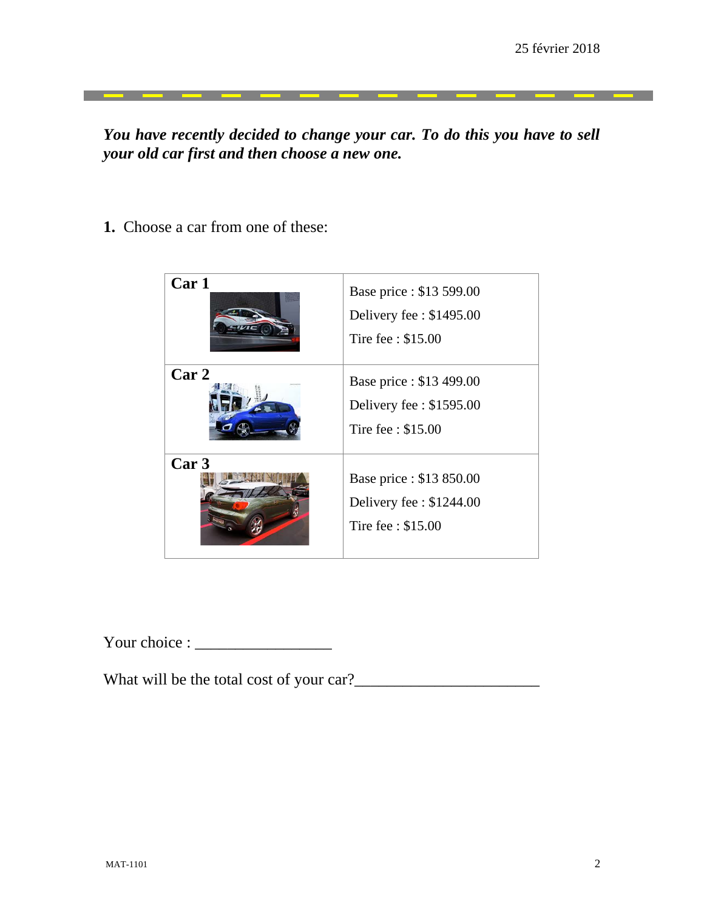***You have recently decided to change your car. To do this you have to sell your old car first and then choose a new one.***

**1.** Choose a car from one of these:

| | |
|---|---|
| **Car 1** | Base price : $13 599.00<br>Delivery fee : $1495.00<br>Tire fee : $15.00 |
| **Car 2** | Base price : $13 499.00<br>Delivery fee : $1595.00<br>Tire fee : $15.00 |
| **Car 3** | Base price : $13 850.00<br>Delivery fee : $1244.00<br>Tire fee : $15.00 |

Your choice : _________________

What will be the total cost of your car?_______________________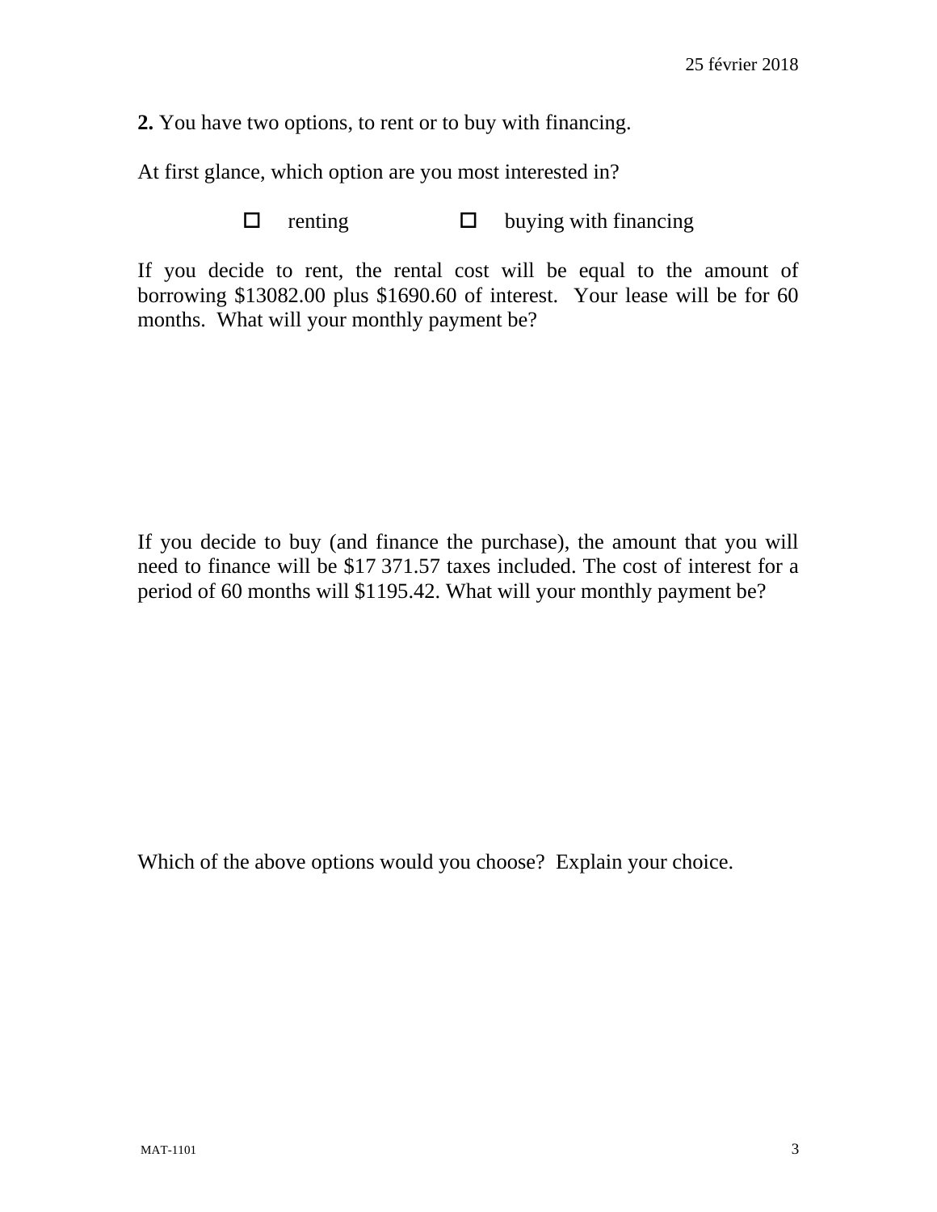**2.** You have two options, to rent or to buy with financing.

At first glance, which option are you most interested in?

☐ renting ☐ buying with financing

If you decide to rent, the rental cost will be equal to the amount of borrowing $13082.00 plus $1690.60 of interest. Your lease will be for 60 months. What will your monthly payment be?

If you decide to buy (and finance the purchase), the amount that you will need to finance will be $17 371.57 taxes included. The cost of interest for a period of 60 months will $1195.42. What will your monthly payment be?

Which of the above options would you choose? Explain your choice.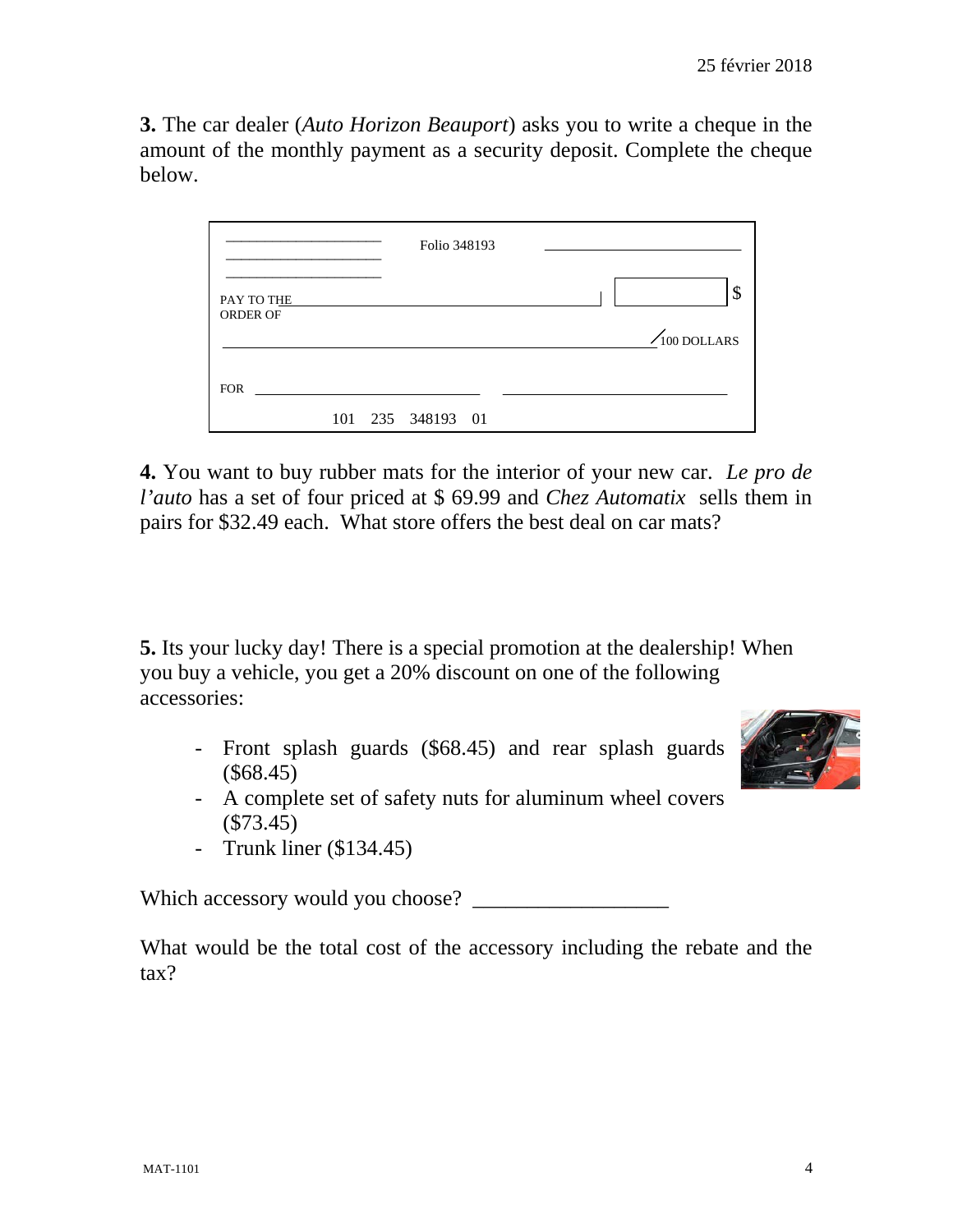25 février 2018

**3.** The car dealer (*Auto Horizon Beauport*) asks you to write a cheque in the amount of the monthly payment as a security deposit. Complete the cheque below.

```
____________________          Folio 348193          ________________________
____________________
____________________
PAY TO THE ________________________________________   [          ] $
ORDER OF

______________________________________________________________ /100 DOLLARS

FOR ____________________________          ____________________________

            101   235   348193   01
```

**4.** You want to buy rubber mats for the interior of your new car. *Le pro de l'auto* has a set of four priced at $ 69.99 and *Chez Automatix* sells them in pairs for $32.49 each. What store offers the best deal on car mats?

**5.** Its your lucky day! There is a special promotion at the dealership! When you buy a vehicle, you get a 20% discount on one of the following accessories:

- Front splash guards ($68.45) and rear splash guards ($68.45)
- A complete set of safety nuts for aluminum wheel covers ($73.45)
- Trunk liner ($134.45)

Which accessory would you choose? __________________

What would be the total cost of the accessory including the rebate and the tax?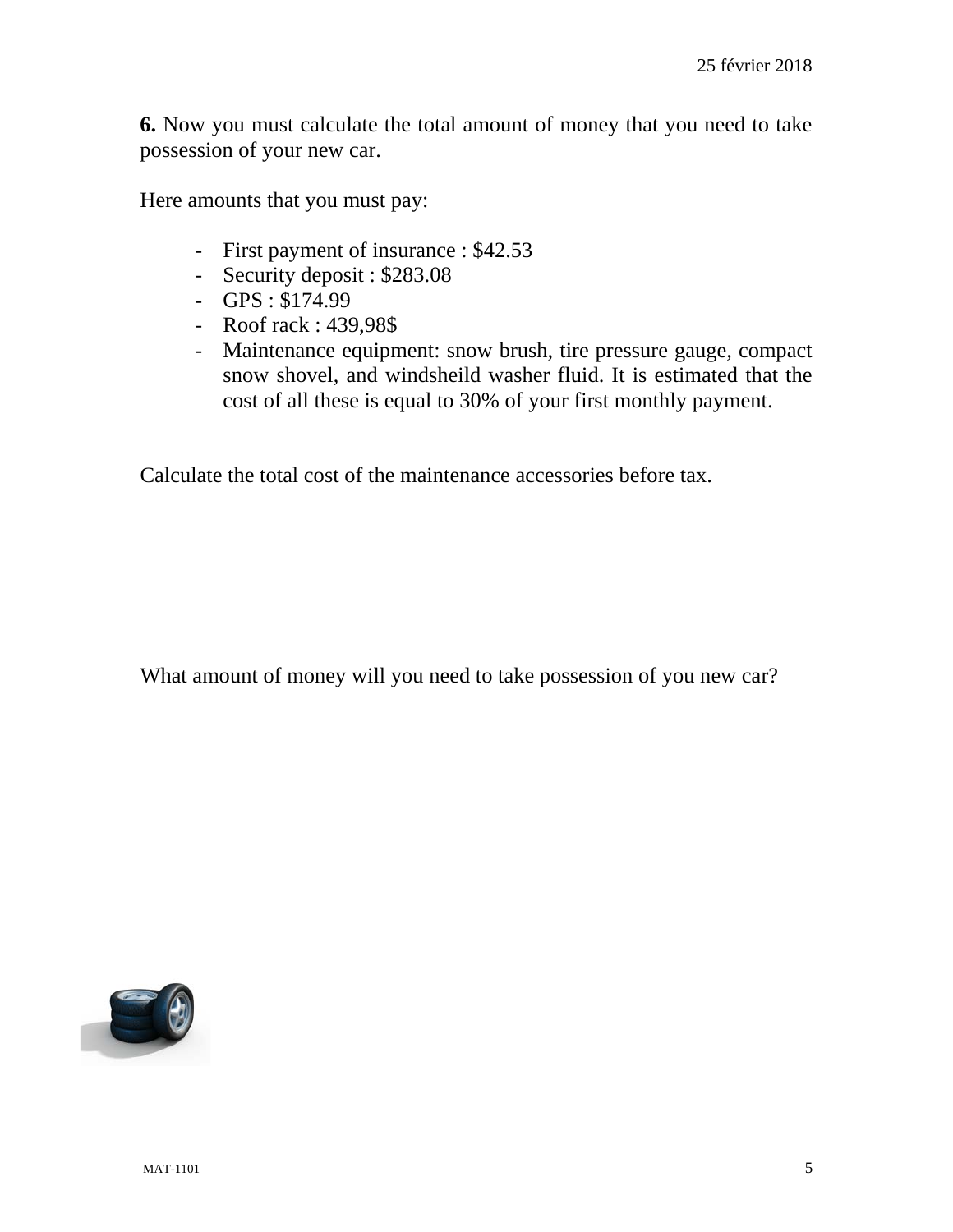**6.** Now you must calculate the total amount of money that you need to take possession of your new car.

Here amounts that you must pay:

- First payment of insurance : $42.53
- Security deposit : $283.08
- GPS : $174.99
- Roof rack : 439,98$
- Maintenance equipment: snow brush, tire pressure gauge, compact snow shovel, and windsheild washer fluid. It is estimated that the cost of all these is equal to 30% of your first monthly payment.

Calculate the total cost of the maintenance accessories before tax.

What amount of money will you need to take possession of you new car?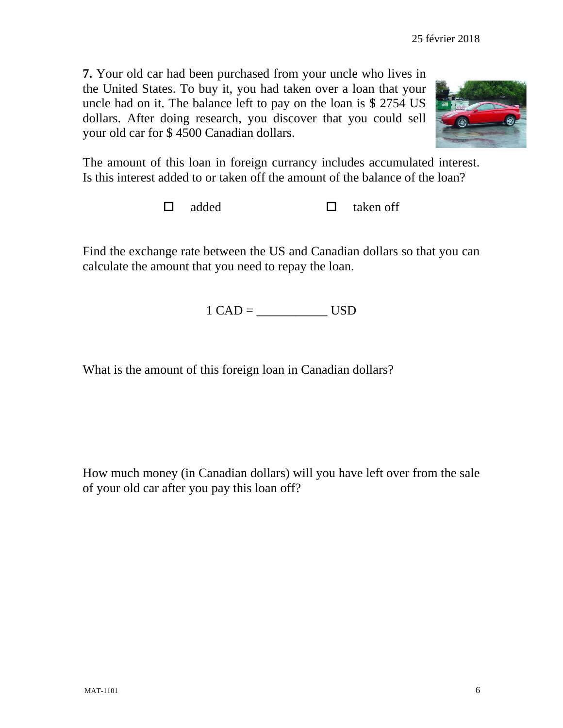**7.** Your old car had been purchased from your uncle who lives in the United States. To buy it, you had taken over a loan that your uncle had on it. The balance left to pay on the loan is $ 2754 US dollars. After doing research, you discover that you could sell your old car for $ 4500 Canadian dollars.

The amount of this loan in foreign currancy includes accumulated interest. Is this interest added to or taken off the amount of the balance of the loan?

☐ added ☐ taken off

Find the exchange rate between the US and Canadian dollars so that you can calculate the amount that you need to repay the loan.

1 CAD = ___________ USD

What is the amount of this foreign loan in Canadian dollars?

How much money (in Canadian dollars) will you have left over from the sale of your old car after you pay this loan off?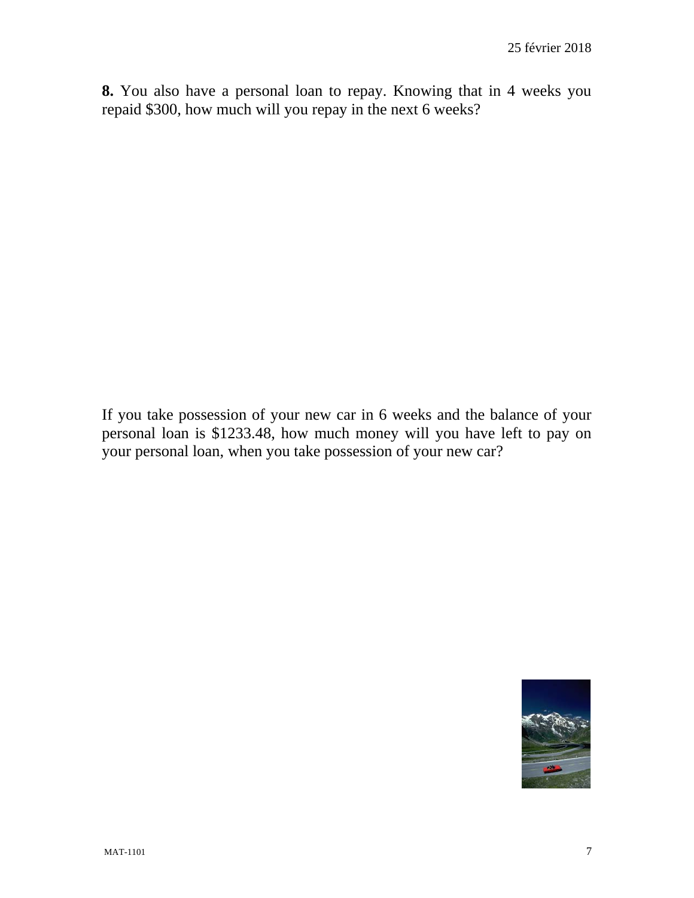**8.** You also have a personal loan to repay. Knowing that in 4 weeks you repaid \$300, how much will you repay in the next 6 weeks?

If you take possession of your new car in 6 weeks and the balance of your personal loan is \$1233.48, how much money will you have left to pay on your personal loan, when you take possession of your new car?